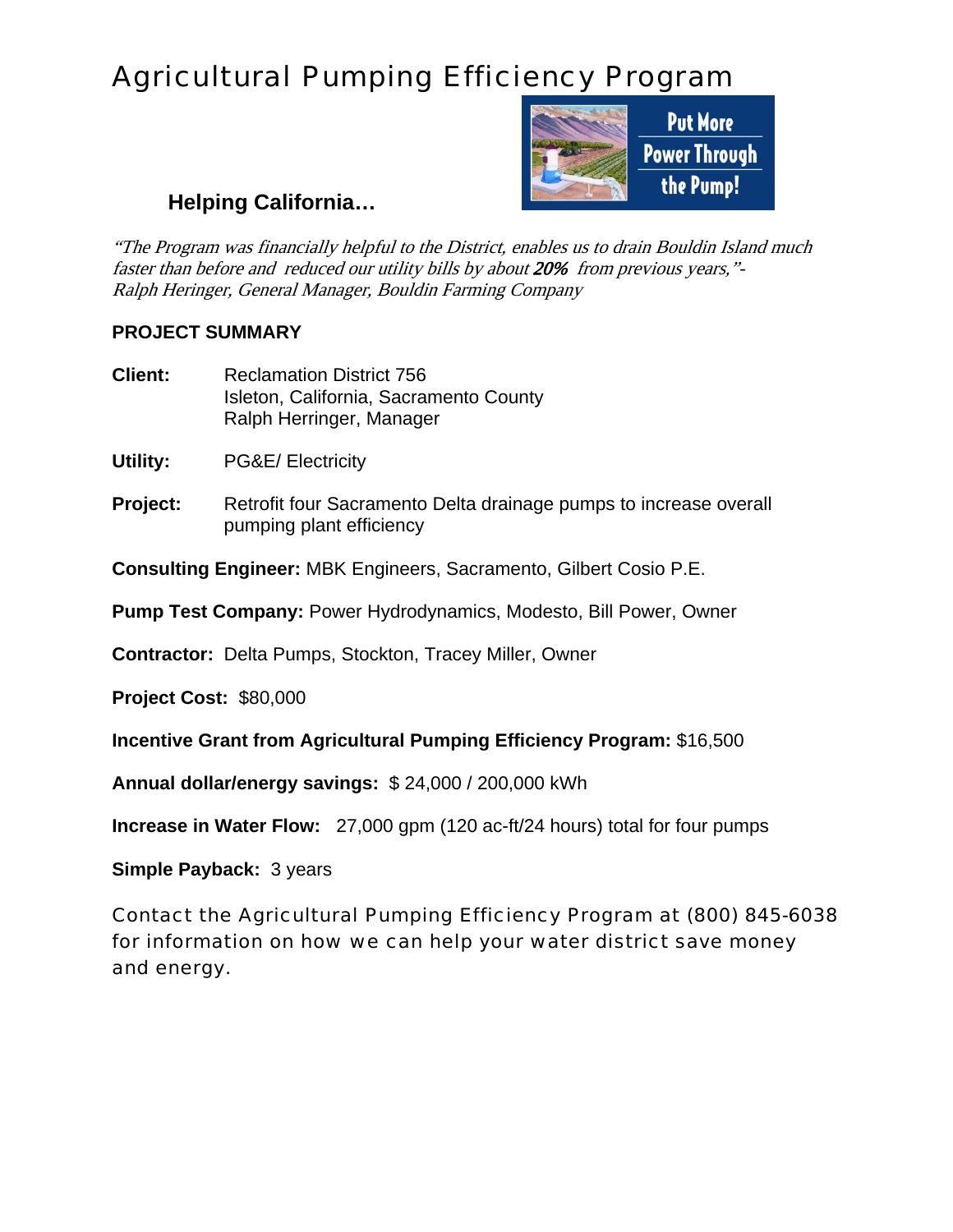# Agricultural Pumping Efficiency Program

Put More Power Through the Pump!

## Helping California…

*"The Program was financially helpful to the District, enables us to drain Bouldin Island much faster than before and reduced our utility bills by about* ***20%*** *from previous years,"- Ralph Heringer, General Manager, Bouldin Farming Company*

**PROJECT SUMMARY**

**Client:** Reclamation District 756
Isleton, California, Sacramento County
Ralph Herringer, Manager

**Utility:** PG&E/ Electricity

**Project:** Retrofit four Sacramento Delta drainage pumps to increase overall pumping plant efficiency

**Consulting Engineer:** MBK Engineers, Sacramento, Gilbert Cosio P.E.

**Pump Test Company:** Power Hydrodynamics, Modesto, Bill Power, Owner

**Contractor:** Delta Pumps, Stockton, Tracey Miller, Owner

**Project Cost:** $80,000

**Incentive Grant from Agricultural Pumping Efficiency Program:** $16,500

**Annual dollar/energy savings:** $ 24,000 / 200,000 kWh

**Increase in Water Flow:** 27,000 gpm (120 ac-ft/24 hours) total for four pumps

**Simple Payback:** 3 years

Contact the Agricultural Pumping Efficiency Program at (800) 845-6038 for information on how we can help your water district save money and energy.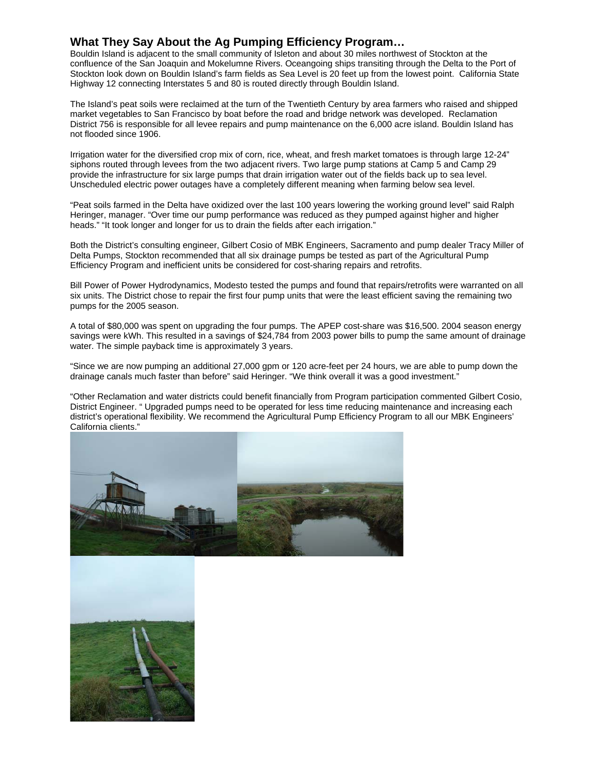## What They Say About the Ag Pumping Efficiency Program…

Bouldin Island is adjacent to the small community of Isleton and about 30 miles northwest of Stockton at the confluence of the San Joaquin and Mokelumne Rivers. Oceangoing ships transiting through the Delta to the Port of Stockton look down on Bouldin Island's farm fields as Sea Level is 20 feet up from the lowest point. California State Highway 12 connecting Interstates 5 and 80 is routed directly through Bouldin Island.

The Island's peat soils were reclaimed at the turn of the Twentieth Century by area farmers who raised and shipped market vegetables to San Francisco by boat before the road and bridge network was developed. Reclamation District 756 is responsible for all levee repairs and pump maintenance on the 6,000 acre island. Bouldin Island has not flooded since 1906.

Irrigation water for the diversified crop mix of corn, rice, wheat, and fresh market tomatoes is through large 12-24" siphons routed through levees from the two adjacent rivers. Two large pump stations at Camp 5 and Camp 29 provide the infrastructure for six large pumps that drain irrigation water out of the fields back up to sea level. Unscheduled electric power outages have a completely different meaning when farming below sea level.

"Peat soils farmed in the Delta have oxidized over the last 100 years lowering the working ground level" said Ralph Heringer, manager. "Over time our pump performance was reduced as they pumped against higher and higher heads." "It took longer and longer for us to drain the fields after each irrigation."

Both the District's consulting engineer, Gilbert Cosio of MBK Engineers, Sacramento and pump dealer Tracy Miller of Delta Pumps, Stockton recommended that all six drainage pumps be tested as part of the Agricultural Pump Efficiency Program and inefficient units be considered for cost-sharing repairs and retrofits.

Bill Power of Power Hydrodynamics, Modesto tested the pumps and found that repairs/retrofits were warranted on all six units. The District chose to repair the first four pump units that were the least efficient saving the remaining two pumps for the 2005 season.

A total of $80,000 was spent on upgrading the four pumps. The APEP cost-share was $16,500. 2004 season energy savings were kWh. This resulted in a savings of $24,784 from 2003 power bills to pump the same amount of drainage water. The simple payback time is approximately 3 years.

"Since we are now pumping an additional 27,000 gpm or 120 acre-feet per 24 hours, we are able to pump down the drainage canals much faster than before" said Heringer. "We think overall it was a good investment."

"Other Reclamation and water districts could benefit financially from Program participation commented Gilbert Cosio, District Engineer. " Upgraded pumps need to be operated for less time reducing maintenance and increasing each district's operational flexibility. We recommend the Agricultural Pump Efficiency Program to all our MBK Engineers' California clients."